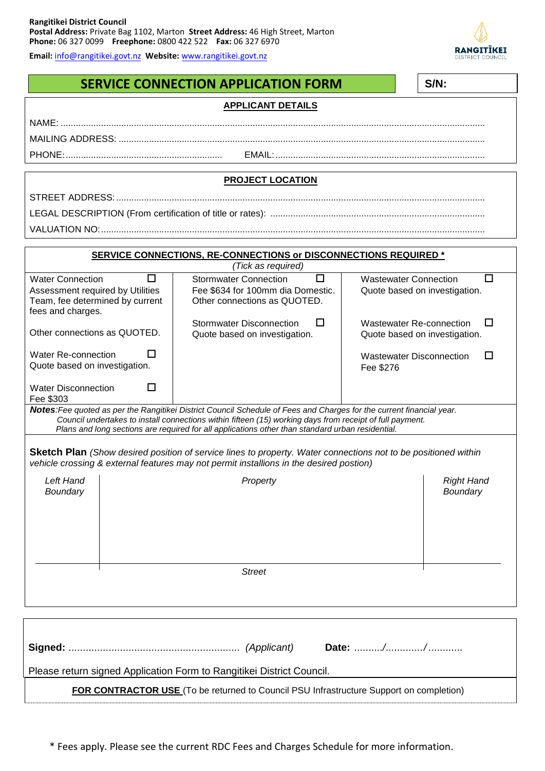**Rangitikei District Council**
**Postal Address:** Private Bag 1102, Marton **Street Address:** 46 High Street, Marton
**Phone:** 06 327 0099 **Freephone:** 0800 422 522 **Fax:** 06 327 6970
**Email:** info@rangitikei.govt.nz **Website:** www.rangitikei.govt.nz

# SERVICE CONNECTION APPLICATION FORM

**S/N:**

## APPLICANT DETAILS

NAME: ..........................................................................................................................................................

MAILING ADDRESS: ...................................................................................................................................

PHONE:............................................................. EMAIL:..................................................................................

## PROJECT LOCATION

STREET ADDRESS:......................................................................................................................................

LEGAL DESCRIPTION (From certification of title or rates): ....................................................................................

VALUATION NO:..........................................................................................................................................

## SERVICE CONNECTIONS, RE-CONNECTIONS or DISCONNECTIONS REQUIRED *

*(Tick as required)*

| Water | Stormwater | Wastewater |
|---|---|---|
| Water Connection ☐ Assessment required by Utilities Team, fee determined by current fees and charges. | Stormwater Connection ☐ Fee $634 for 100mm dia Domestic. Other connections as QUOTED. | Wastewater Connection ☐ Quote based on investigation. |
| Other connections as QUOTED. | Stormwater Disconnection ☐ Quote based on investigation. | Wastewater Re-connection ☐ Quote based on investigation. |
| Water Re-connection ☐ Quote based on investigation. | | Wastewater Disconnection ☐ Fee $276 |
| Water Disconnection ☐ Fee $303 | | |

***Notes**:Fee quoted as per the Rangitikei District Council Schedule of Fees and Charges for the current financial year.*
*Council undertakes to install connections within fifteen (15) working days from receipt of full payment.*
*Plans and long sections are required for all applications other than standard urban residential.*

**Sketch Plan** *(Show desired position of service lines to property. Water connections not to be positioned within vehicle crossing & external features may not permit installions in the desired postion)*

*Left Hand Boundary* | *Property* | *Right Hand Boundary*

*Street*

**Signed:** ............................................................ *(Applicant)* **Date:** ........../............./............

Please return signed Application Form to Rangitikei District Council.

**FOR CONTRACTOR USE** (To be returned to Council PSU Infrastructure Support on completion)

\* Fees apply. Please see the current RDC Fees and Charges Schedule for more information.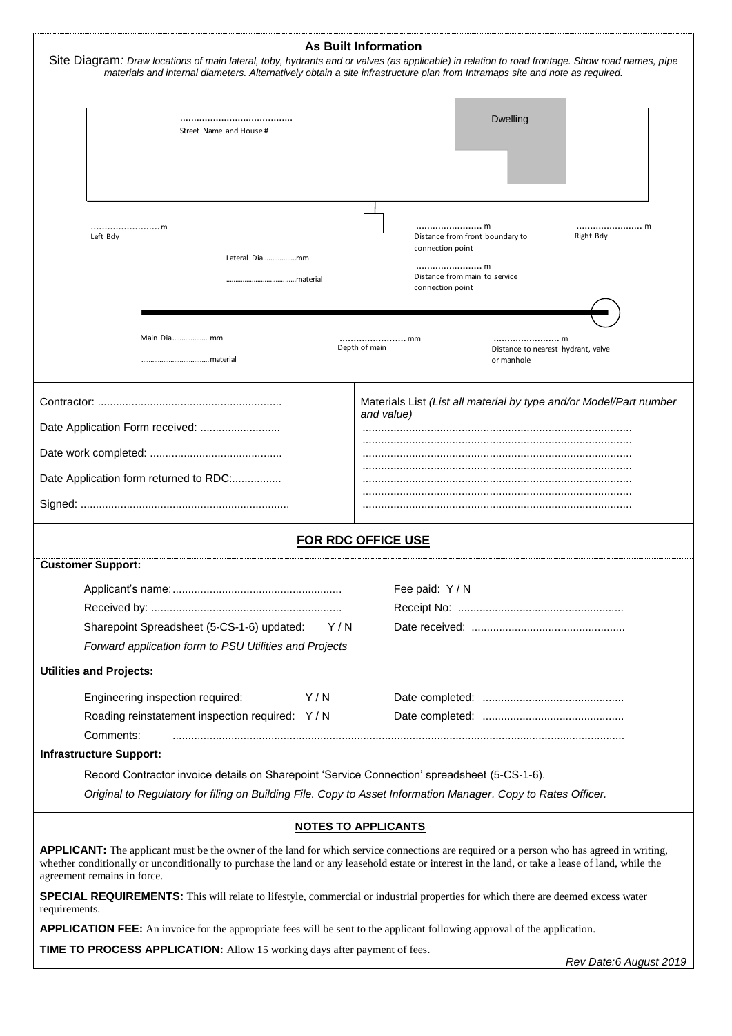## As Built Information

Site Diagram*: Draw locations of main lateral, toby, hydrants and or valves (as applicable) in relation to road frontage. Show road names, pipe materials and internal diameters. Alternatively obtain a site infrastructure plan from Intramaps site and note as required.*

........................................
Street Name and House #

Dwelling

........................ m
Left Bdy

Lateral Dia.................mm

....................................material

........................ m
Distance from front boundary to connection point

........................ m
Distance from main to service connection point

........................ m
Right Bdy

Main Dia...................mm

...................................material

........................ mm
Depth of main

........................ m
Distance to nearest hydrant, valve or manhole

Contractor: ............................................................

Date Application Form received: ..........................

Date work completed: ...........................................

Date Application form returned to RDC:................

Signed: ...................................................................

Materials List *(List all material by type and/or Model/Part number and value)*

......................................................................................
......................................................................................
......................................................................................
......................................................................................
......................................................................................
......................................................................................
......................................................................................

## FOR RDC OFFICE USE

**Customer Support:**

Applicant's name:.......................................................

Received by: .............................................................

Sharepoint Spreadsheet (5-CS-1-6) updated: Y / N

*Forward application form to PSU Utilities and Projects*

Fee paid: Y / N

Receipt No: .....................................................

Date received: .................................................

**Utilities and Projects:**

Engineering inspection required: Y / N

Roading reinstatement inspection required: Y / N

Comments: ..................................................................................................................................................

Date completed: .............................................

Date completed: .............................................

**Infrastructure Support:**

Record Contractor invoice details on Sharepoint 'Service Connection' spreadsheet (5-CS-1-6).

*Original to Regulatory for filing on Building File. Copy to Asset Information Manager. Copy to Rates Officer.*

## NOTES TO APPLICANTS

**APPLICANT:** The applicant must be the owner of the land for which service connections are required or a person who has agreed in writing, whether conditionally or unconditionally to purchase the land or any leasehold estate or interest in the land, or take a lease of land, while the agreement remains in force.

**SPECIAL REQUIREMENTS:** This will relate to lifestyle, commercial or industrial properties for which there are deemed excess water requirements.

**APPLICATION FEE:** An invoice for the appropriate fees will be sent to the applicant following approval of the application.

**TIME TO PROCESS APPLICATION:** Allow 15 working days after payment of fees.

*Rev Date:6 August 2019*